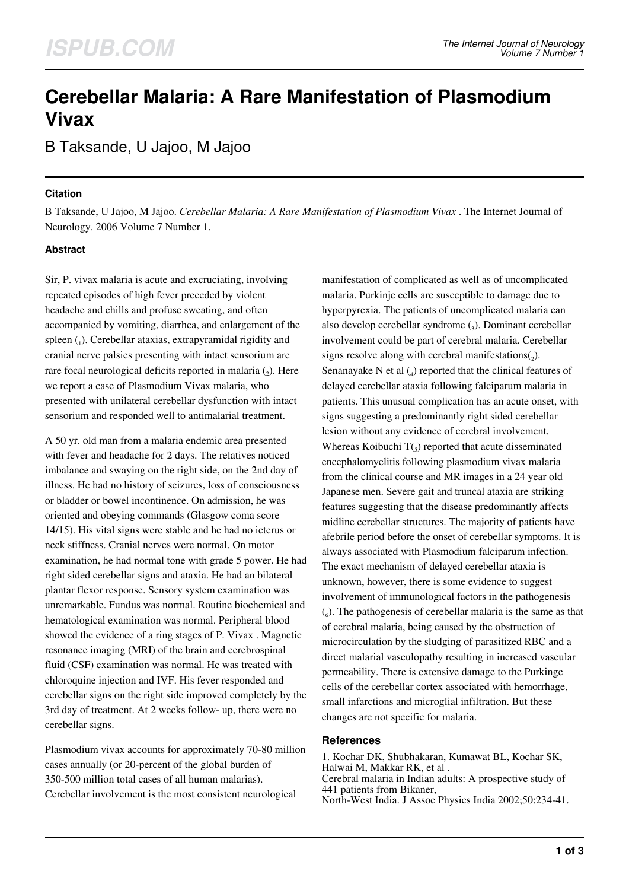# Cerebellar Malaria: A Rare Manifestation of Plasmodium Vivax

B Taksande, U Jajoo, M Jajoo

### Citation

B Taksande, U Jajoo, M Jajoo. *Cerebellar Malaria: A Rare Manifestation of Plasmodium Vivax* . The Internet Journal of Neurology. 2006 Volume 7 Number 1.

### Abstract

Sir, P. vivax malaria is acute and excruciating, involving repeated episodes of high fever preceded by violent headache and chills and profuse sweating, and often accompanied by vomiting, diarrhea, and enlargement of the spleen (1). Cerebellar ataxias, extrapyramidal rigidity and cranial nerve palsies presenting with intact sensorium are rare focal neurological deficits reported in malaria (2). Here we report a case of Plasmodium Vivax malaria, who presented with unilateral cerebellar dysfunction with intact sensorium and responded well to antimalarial treatment.

A 50 yr. old man from a malaria endemic area presented with fever and headache for 2 days. The relatives noticed imbalance and swaying on the right side, on the 2nd day of illness. He had no history of seizures, loss of consciousness or bladder or bowel incontinence. On admission, he was oriented and obeying commands (Glasgow coma score 14/15). His vital signs were stable and he had no icterus or neck stiffness. Cranial nerves were normal. On motor examination, he had normal tone with grade 5 power. He had right sided cerebellar signs and ataxia. He had an bilateral plantar flexor response. Sensory system examination was unremarkable. Fundus was normal. Routine biochemical and hematological examination was normal. Peripheral blood showed the evidence of a ring stages of P. Vivax . Magnetic resonance imaging (MRI) of the brain and cerebrospinal fluid (CSF) examination was normal. He was treated with chloroquine injection and IVF. His fever responded and cerebellar signs on the right side improved completely by the 3rd day of treatment. At 2 weeks follow- up, there were no cerebellar signs.

Plasmodium vivax accounts for approximately 70-80 million cases annually (or 20-percent of the global burden of 350-500 million total cases of all human malarias). Cerebellar involvement is the most consistent neurological manifestation of complicated as well as of uncomplicated malaria. Purkinje cells are susceptible to damage due to hyperpyrexia. The patients of uncomplicated malaria can also develop cerebellar syndrome (3). Dominant cerebellar involvement could be part of cerebral malaria. Cerebellar signs resolve along with cerebral manifestations(2). Senanayake N et al (4) reported that the clinical features of delayed cerebellar ataxia following falciparum malaria in patients. This unusual complication has an acute onset, with signs suggesting a predominantly right sided cerebellar lesion without any evidence of cerebral involvement. Whereas Koibuchi T(5) reported that acute disseminated encephalomyelitis following plasmodium vivax malaria from the clinical course and MR images in a 24 year old Japanese men. Severe gait and truncal ataxia are striking features suggesting that the disease predominantly affects midline cerebellar structures. The majority of patients have afebrile period before the onset of cerebellar symptoms. It is always associated with Plasmodium falciparum infection. The exact mechanism of delayed cerebellar ataxia is unknown, however, there is some evidence to suggest involvement of immunological factors in the pathogenesis (6). The pathogenesis of cerebellar malaria is the same as that of cerebral malaria, being caused by the obstruction of microcirculation by the sludging of parasitized RBC and a direct malarial vasculopathy resulting in increased vascular permeability. There is extensive damage to the Purkinge cells of the cerebellar cortex associated with hemorrhage, small infarctions and microglial infiltration. But these changes are not specific for malaria.

### References

1. Kochar DK, Shubhakaran, Kumawat BL, Kochar SK, Halwai M, Makkar RK, et al . Cerebral malaria in Indian adults: A prospective study of 441 patients from Bikaner, North-West India. J Assoc Physics India 2002;50:234-41.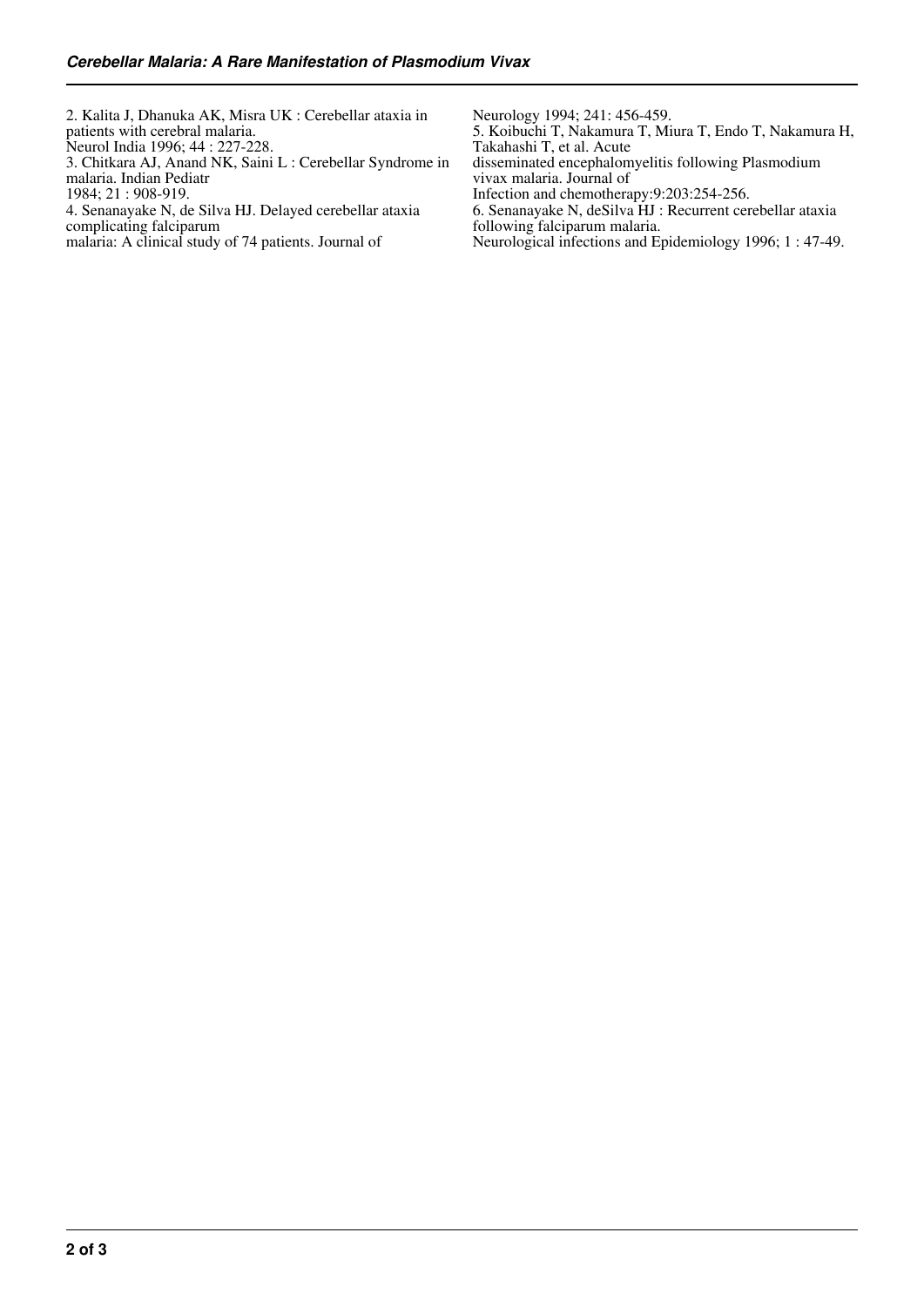2. Kalita J, Dhanuka AK, Misra UK : Cerebellar ataxia in patients with cerebral malaria. Neurol India 1996; 44 : 227-228.

3. Chitkara AJ, Anand NK, Saini L : Cerebellar Syndrome in malaria. Indian Pediatr 1984; 21 : 908-919.

4. Senanayake N, de Silva HJ. Delayed cerebellar ataxia complicating falciparum malaria: A clinical study of 74 patients. Journal of Neurology 1994; 241: 456-459.

5. Koibuchi T, Nakamura T, Miura T, Endo T, Nakamura H, Takahashi T, et al. Acute disseminated encephalomyelitis following Plasmodium vivax malaria. Journal of Infection and chemotherapy:9:203:254-256.

6. Senanayake N, deSilva HJ : Recurrent cerebellar ataxia following falciparum malaria. Neurological infections and Epidemiology 1996; 1 : 47-49.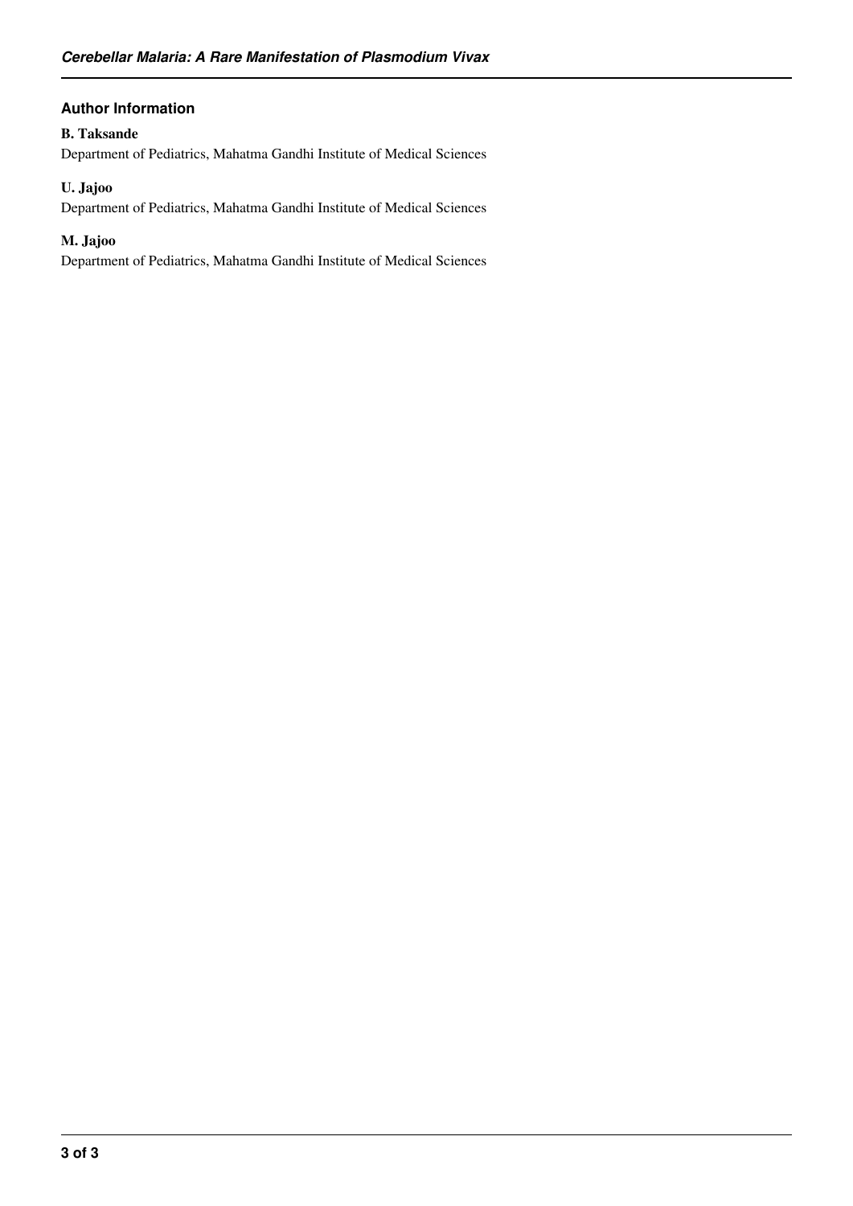## Author Information

**B. Taksande**
Department of Pediatrics, Mahatma Gandhi Institute of Medical Sciences

**U. Jajoo**
Department of Pediatrics, Mahatma Gandhi Institute of Medical Sciences

**M. Jajoo**
Department of Pediatrics, Mahatma Gandhi Institute of Medical Sciences